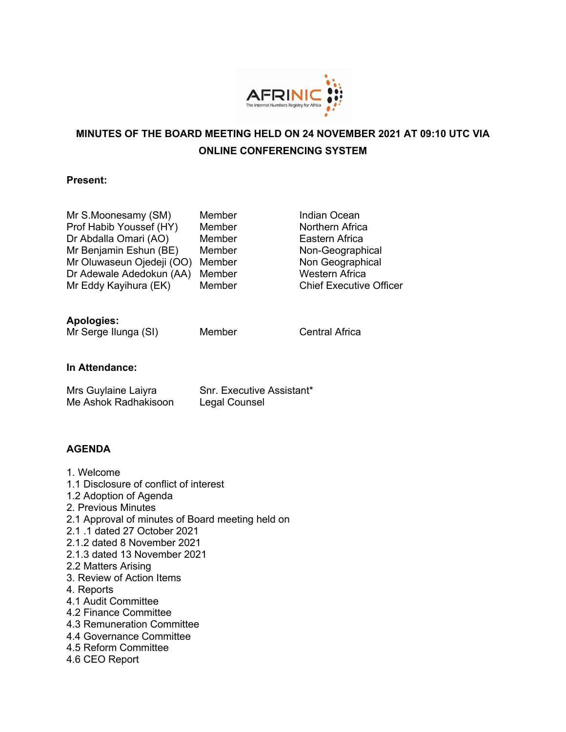# MINUTES OF THE BOARD MEETING HELD ON 24 NOVEMBER 2021 AT 09:10 UTC VIA ONLINE CONFERENCING SYSTEM

**Present:**

| | | |
|---|---|---|
| Mr S.Moonesamy (SM) | Member | Indian Ocean |
| Prof Habib Youssef (HY) | Member | Northern Africa |
| Dr Abdalla Omari (AO) | Member | Eastern Africa |
| Mr Benjamin Eshun (BE) | Member | Non-Geographical |
| Mr Oluwaseun Ojedeji (OO) | Member | Non Geographical |
| Dr Adewale Adedokun (AA) | Member | Western Africa |
| Mr Eddy Kayihura (EK) | Member | Chief Executive Officer |

**Apologies:**

| | | |
|---|---|---|
| Mr Serge Ilunga (SI) | Member | Central Africa |

**In Attendance:**

| | |
|---|---|
| Mrs Guylaine Laiyra | Snr. Executive Assistant* |
| Me Ashok Radhakisoon | Legal Counsel |

**AGENDA**

1. Welcome
1.1 Disclosure of conflict of interest
1.2 Adoption of Agenda
2. Previous Minutes
2.1 Approval of minutes of Board meeting held on
2.1 .1 dated 27 October 2021
2.1.2 dated 8 November 2021
2.1.3 dated 13 November 2021
2.2 Matters Arising
3. Review of Action Items
4. Reports
4.1 Audit Committee
4.2 Finance Committee
4.3 Remuneration Committee
4.4 Governance Committee
4.5 Reform Committee
4.6 CEO Report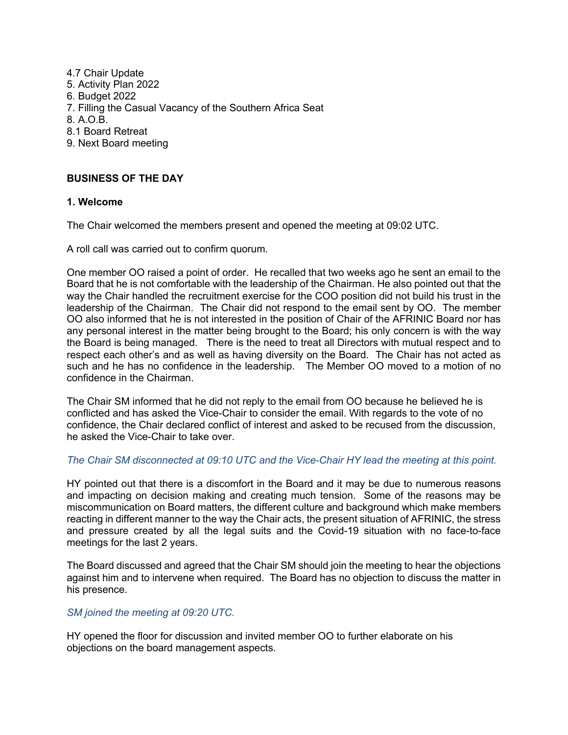4.7 Chair Update
5. Activity Plan 2022
6. Budget 2022
7. Filling the Casual Vacancy of the Southern Africa Seat
8. A.O.B.
8.1 Board Retreat
9. Next Board meeting

**BUSINESS OF THE DAY**

**1. Welcome**

The Chair welcomed the members present and opened the meeting at 09:02 UTC.

A roll call was carried out to confirm quorum.

One member OO raised a point of order. He recalled that two weeks ago he sent an email to the Board that he is not comfortable with the leadership of the Chairman. He also pointed out that the way the Chair handled the recruitment exercise for the COO position did not build his trust in the leadership of the Chairman. The Chair did not respond to the email sent by OO. The member OO also informed that he is not interested in the position of Chair of the AFRINIC Board nor has any personal interest in the matter being brought to the Board; his only concern is with the way the Board is being managed. There is the need to treat all Directors with mutual respect and to respect each other's and as well as having diversity on the Board. The Chair has not acted as such and he has no confidence in the leadership. The Member OO moved to a motion of no confidence in the Chairman.

The Chair SM informed that he did not reply to the email from OO because he believed he is conflicted and has asked the Vice-Chair to consider the email. With regards to the vote of no confidence, the Chair declared conflict of interest and asked to be recused from the discussion, he asked the Vice-Chair to take over.

*The Chair SM disconnected at 09:10 UTC and the Vice-Chair HY lead the meeting at this point.*

HY pointed out that there is a discomfort in the Board and it may be due to numerous reasons and impacting on decision making and creating much tension. Some of the reasons may be miscommunication on Board matters, the different culture and background which make members reacting in different manner to the way the Chair acts, the present situation of AFRINIC, the stress and pressure created by all the legal suits and the Covid-19 situation with no face-to-face meetings for the last 2 years.

The Board discussed and agreed that the Chair SM should join the meeting to hear the objections against him and to intervene when required. The Board has no objection to discuss the matter in his presence.

*SM joined the meeting at 09:20 UTC.*

HY opened the floor for discussion and invited member OO to further elaborate on his objections on the board management aspects.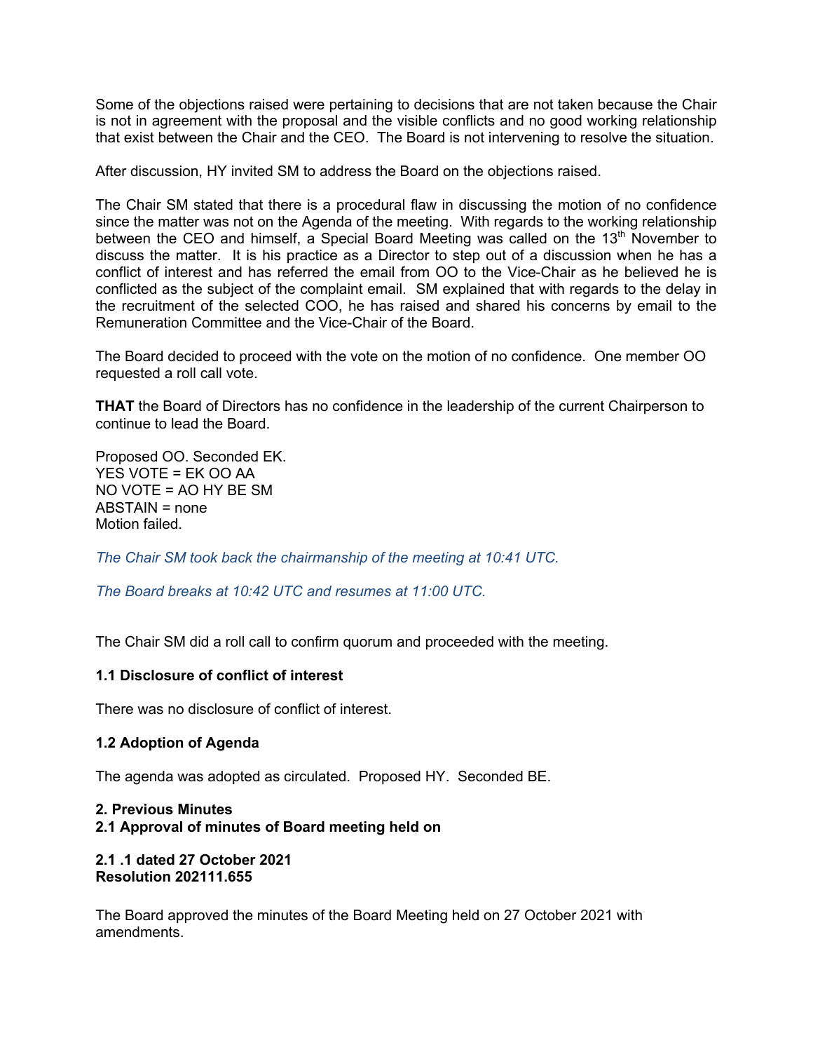Some of the objections raised were pertaining to decisions that are not taken because the Chair is not in agreement with the proposal and the visible conflicts and no good working relationship that exist between the Chair and the CEO. The Board is not intervening to resolve the situation.

After discussion, HY invited SM to address the Board on the objections raised.

The Chair SM stated that there is a procedural flaw in discussing the motion of no confidence since the matter was not on the Agenda of the meeting. With regards to the working relationship between the CEO and himself, a Special Board Meeting was called on the 13th November to discuss the matter. It is his practice as a Director to step out of a discussion when he has a conflict of interest and has referred the email from OO to the Vice-Chair as he believed he is conflicted as the subject of the complaint email. SM explained that with regards to the delay in the recruitment of the selected COO, he has raised and shared his concerns by email to the Remuneration Committee and the Vice-Chair of the Board.

The Board decided to proceed with the vote on the motion of no confidence. One member OO requested a roll call vote.

**THAT** the Board of Directors has no confidence in the leadership of the current Chairperson to continue to lead the Board.

Proposed OO. Seconded EK.
YES VOTE = EK OO AA
NO VOTE = AO HY BE SM
ABSTAIN = none
Motion failed.

*The Chair SM took back the chairmanship of the meeting at 10:41 UTC.*

*The Board breaks at 10:42 UTC and resumes at 11:00 UTC.*

The Chair SM did a roll call to confirm quorum and proceeded with the meeting.

**1.1 Disclosure of conflict of interest**

There was no disclosure of conflict of interest.

**1.2 Adoption of Agenda**

The agenda was adopted as circulated. Proposed HY. Seconded BE.

**2. Previous Minutes**
**2.1 Approval of minutes of Board meeting held on**

**2.1 .1 dated 27 October 2021**
**Resolution 202111.655**

The Board approved the minutes of the Board Meeting held on 27 October 2021 with amendments.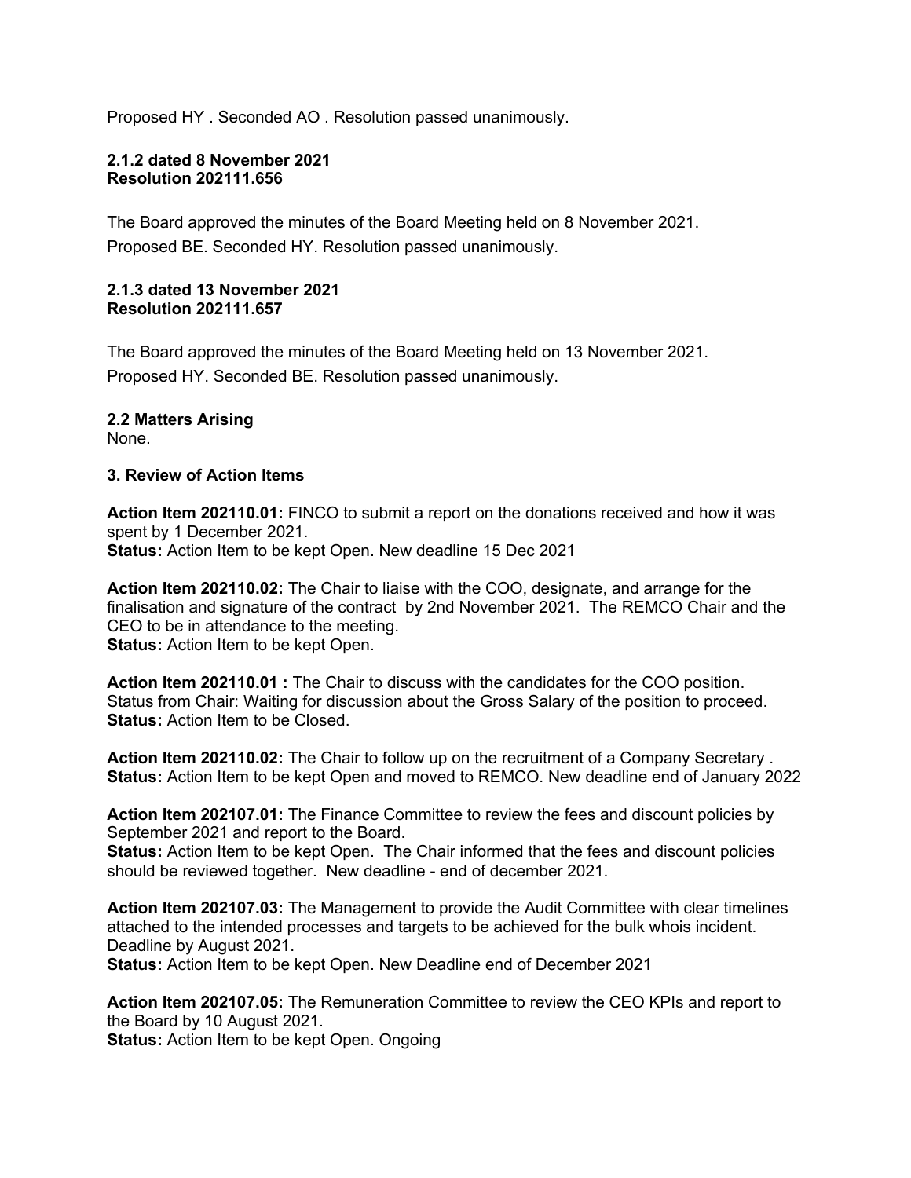Proposed HY . Seconded AO . Resolution passed unanimously.

**2.1.2 dated 8 November 2021**
**Resolution 202111.656**

The Board approved the minutes of the Board Meeting held on 8 November 2021.
Proposed BE. Seconded HY. Resolution passed unanimously.

**2.1.3 dated 13 November 2021**
**Resolution 202111.657**

The Board approved the minutes of the Board Meeting held on 13 November 2021.
Proposed HY. Seconded BE. Resolution passed unanimously.

**2.2 Matters Arising**
None.

**3. Review of Action Items**

**Action Item 202110.01:** FINCO to submit a report on the donations received and how it was spent by 1 December 2021.
**Status:** Action Item to be kept Open. New deadline 15 Dec 2021

**Action Item 202110.02:** The Chair to liaise with the COO, designate, and arrange for the finalisation and signature of the contract by 2nd November 2021. The REMCO Chair and the CEO to be in attendance to the meeting.
**Status:** Action Item to be kept Open.

**Action Item 202110.01 :** The Chair to discuss with the candidates for the COO position. Status from Chair: Waiting for discussion about the Gross Salary of the position to proceed.
**Status:** Action Item to be Closed.

**Action Item 202110.02:** The Chair to follow up on the recruitment of a Company Secretary .
**Status:** Action Item to be kept Open and moved to REMCO. New deadline end of January 2022

**Action Item 202107.01:** The Finance Committee to review the fees and discount policies by September 2021 and report to the Board.
**Status:** Action Item to be kept Open. The Chair informed that the fees and discount policies should be reviewed together. New deadline - end of december 2021.

**Action Item 202107.03:** The Management to provide the Audit Committee with clear timelines attached to the intended processes and targets to be achieved for the bulk whois incident. Deadline by August 2021.
**Status:** Action Item to be kept Open. New Deadline end of December 2021

**Action Item 202107.05:** The Remuneration Committee to review the CEO KPIs and report to the Board by 10 August 2021.
**Status:** Action Item to be kept Open. Ongoing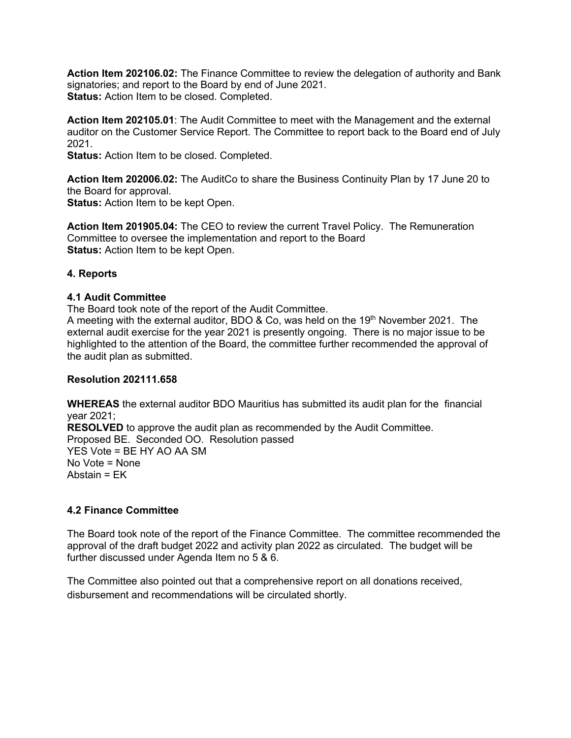**Action Item 202106.02:** The Finance Committee to review the delegation of authority and Bank signatories; and report to the Board by end of June 2021.
**Status:** Action Item to be closed. Completed.

**Action Item 202105.01**: The Audit Committee to meet with the Management and the external auditor on the Customer Service Report. The Committee to report back to the Board end of July 2021.
**Status:** Action Item to be closed. Completed.

**Action Item 202006.02:** The AuditCo to share the Business Continuity Plan by 17 June 20 to the Board for approval.
**Status:** Action Item to be kept Open.

**Action Item 201905.04:** The CEO to review the current Travel Policy. The Remuneration Committee to oversee the implementation and report to the Board
**Status:** Action Item to be kept Open.

**4. Reports**

**4.1 Audit Committee**

The Board took note of the report of the Audit Committee.
A meeting with the external auditor, BDO & Co, was held on the 19th November 2021. The external audit exercise for the year 2021 is presently ongoing. There is no major issue to be highlighted to the attention of the Board, the committee further recommended the approval of the audit plan as submitted.

**Resolution 202111.658**

**WHEREAS** the external auditor BDO Mauritius has submitted its audit plan for the financial year 2021;
**RESOLVED** to approve the audit plan as recommended by the Audit Committee.
Proposed BE. Seconded OO. Resolution passed
YES Vote = BE HY AO AA SM
No Vote = None
Abstain = EK

**4.2 Finance Committee**

The Board took note of the report of the Finance Committee. The committee recommended the approval of the draft budget 2022 and activity plan 2022 as circulated. The budget will be further discussed under Agenda Item no 5 & 6.

The Committee also pointed out that a comprehensive report on all donations received, disbursement and recommendations will be circulated shortly.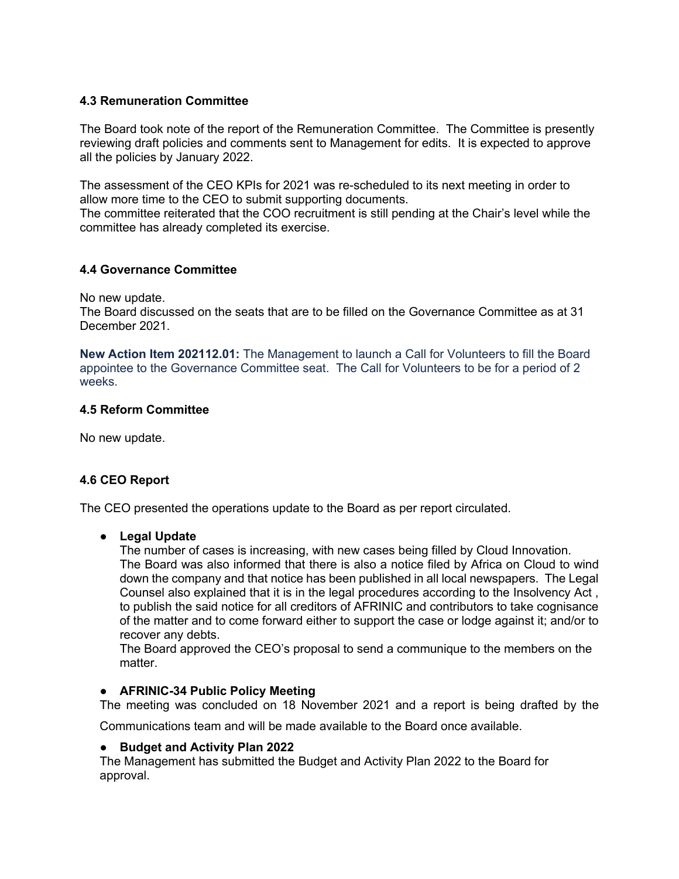### 4.3 Remuneration Committee

The Board took note of the report of the Remuneration Committee. The Committee is presently reviewing draft policies and comments sent to Management for edits. It is expected to approve all the policies by January 2022.

The assessment of the CEO KPIs for 2021 was re-scheduled to its next meeting in order to allow more time to the CEO to submit supporting documents.
The committee reiterated that the COO recruitment is still pending at the Chair's level while the committee has already completed its exercise.

### 4.4 Governance Committee

No new update.
The Board discussed on the seats that are to be filled on the Governance Committee as at 31 December 2021.

**New Action Item 202112.01:** The Management to launch a Call for Volunteers to fill the Board appointee to the Governance Committee seat. The Call for Volunteers to be for a period of 2 weeks.

### 4.5 Reform Committee

No new update.

### 4.6 CEO Report

The CEO presented the operations update to the Board as per report circulated.

- **Legal Update**
  The number of cases is increasing, with new cases being filled by Cloud Innovation.
  The Board was also informed that there is also a notice filed by Africa on Cloud to wind down the company and that notice has been published in all local newspapers. The Legal Counsel also explained that it is in the legal procedures according to the Insolvency Act , to publish the said notice for all creditors of AFRINIC and contributors to take cognisance of the matter and to come forward either to support the case or lodge against it; and/or to recover any debts.
  The Board approved the CEO's proposal to send a communique to the members on the matter.

- **AFRINIC-34 Public Policy Meeting**
  The meeting was concluded on 18 November 2021 and a report is being drafted by the Communications team and will be made available to the Board once available.

- **Budget and Activity Plan 2022**
  The Management has submitted the Budget and Activity Plan 2022 to the Board for approval.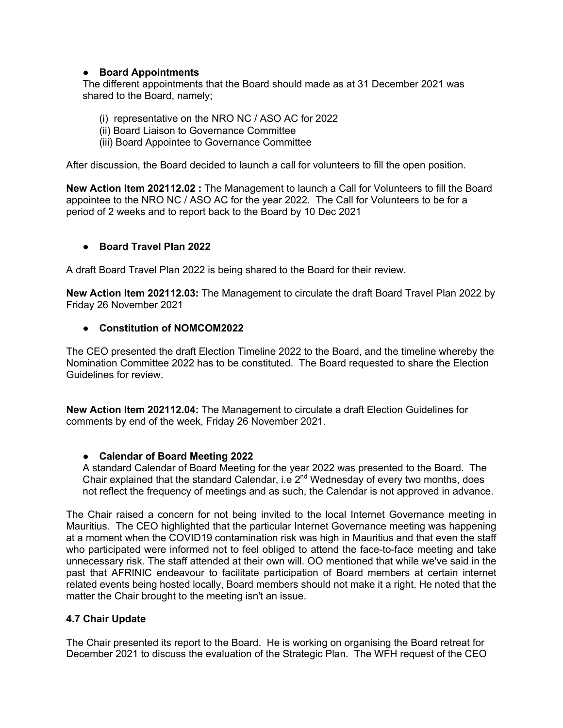- **Board Appointments**

  The different appointments that the Board should made as at 31 December 2021 was shared to the Board, namely;

  (i) representative on the NRO NC / ASO AC for 2022
  (ii) Board Liaison to Governance Committee
  (iii) Board Appointee to Governance Committee

After discussion, the Board decided to launch a call for volunteers to fill the open position.

**New Action Item 202112.02 :** The Management to launch a Call for Volunteers to fill the Board appointee to the NRO NC / ASO AC for the year 2022. The Call for Volunteers to be for a period of 2 weeks and to report back to the Board by 10 Dec 2021

- **Board Travel Plan 2022**

A draft Board Travel Plan 2022 is being shared to the Board for their review.

**New Action Item 202112.03:** The Management to circulate the draft Board Travel Plan 2022 by Friday 26 November 2021

- **Constitution of NOMCOM2022**

The CEO presented the draft Election Timeline 2022 to the Board, and the timeline whereby the Nomination Committee 2022 has to be constituted. The Board requested to share the Election Guidelines for review.

**New Action Item 202112.04:** The Management to circulate a draft Election Guidelines for comments by end of the week, Friday 26 November 2021.

- **Calendar of Board Meeting 2022**

  A standard Calendar of Board Meeting for the year 2022 was presented to the Board. The Chair explained that the standard Calendar, i.e 2nd Wednesday of every two months, does not reflect the frequency of meetings and as such, the Calendar is not approved in advance.

The Chair raised a concern for not being invited to the local Internet Governance meeting in Mauritius. The CEO highlighted that the particular Internet Governance meeting was happening at a moment when the COVID19 contamination risk was high in Mauritius and that even the staff who participated were informed not to feel obliged to attend the face-to-face meeting and take unnecessary risk. The staff attended at their own will. OO mentioned that while we've said in the past that AFRINIC endeavour to facilitate participation of Board members at certain internet related events being hosted locally, Board members should not make it a right. He noted that the matter the Chair brought to the meeting isn't an issue.

### 4.7 Chair Update

The Chair presented its report to the Board. He is working on organising the Board retreat for December 2021 to discuss the evaluation of the Strategic Plan. The WFH request of the CEO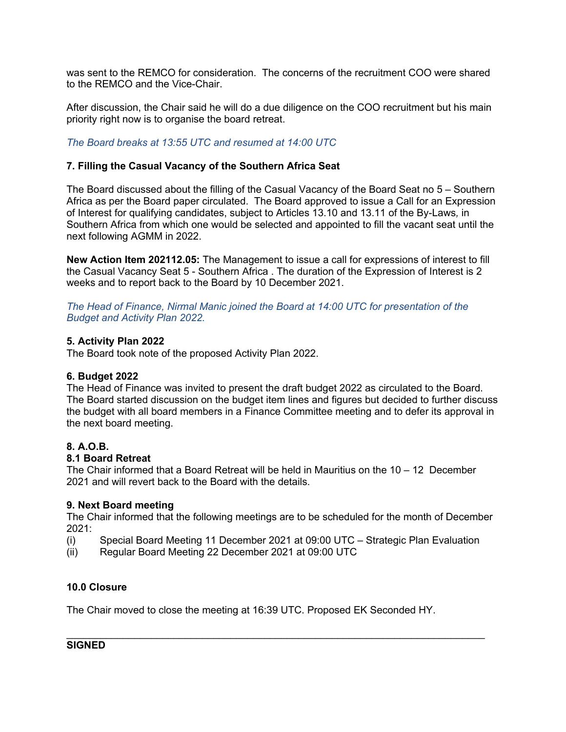was sent to the REMCO for consideration. The concerns of the recruitment COO were shared to the REMCO and the Vice-Chair.

After discussion, the Chair said he will do a due diligence on the COO recruitment but his main priority right now is to organise the board retreat.

*The Board breaks at 13:55 UTC and resumed at 14:00 UTC*

**7. Filling the Casual Vacancy of the Southern Africa Seat**

The Board discussed about the filling of the Casual Vacancy of the Board Seat no 5 – Southern Africa as per the Board paper circulated. The Board approved to issue a Call for an Expression of Interest for qualifying candidates, subject to Articles 13.10 and 13.11 of the By-Laws*,* in Southern Africa from which one would be selected and appointed to fill the vacant seat until the next following AGMM in 2022.

**New Action Item 202112.05:** The Management to issue a call for expressions of interest to fill the Casual Vacancy Seat 5 - Southern Africa . The duration of the Expression of Interest is 2 weeks and to report back to the Board by 10 December 2021.

*The Head of Finance, Nirmal Manic joined the Board at 14:00 UTC for presentation of the Budget and Activity Plan 2022.*

**5. Activity Plan 2022**
The Board took note of the proposed Activity Plan 2022.

**6. Budget 2022**
The Head of Finance was invited to present the draft budget 2022 as circulated to the Board. The Board started discussion on the budget item lines and figures but decided to further discuss the budget with all board members in a Finance Committee meeting and to defer its approval in the next board meeting.

**8. A.O.B.**
**8.1 Board Retreat**
The Chair informed that a Board Retreat will be held in Mauritius on the 10 – 12 December 2021 and will revert back to the Board with the details.

**9. Next Board meeting**
The Chair informed that the following meetings are to be scheduled for the month of December 2021:
(i) Special Board Meeting 11 December 2021 at 09:00 UTC – Strategic Plan Evaluation
(ii) Regular Board Meeting 22 December 2021 at 09:00 UTC

**10.0 Closure**

The Chair moved to close the meeting at 16:39 UTC. Proposed EK Seconded HY.

---

**SIGNED**